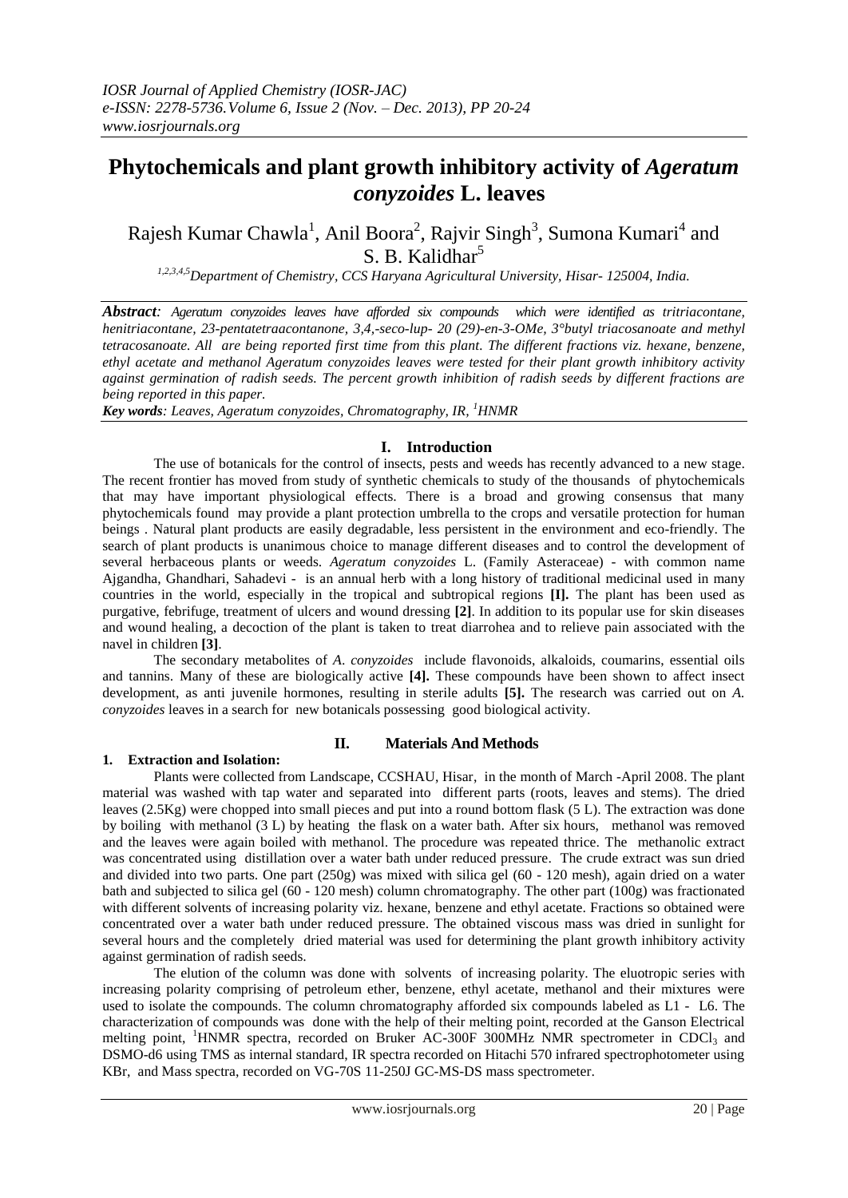# Phytochemicals and plant growth inhibitory activity of *Ageratum conyzoides* L. leaves

Rajesh Kumar Chawla[1], Anil Boora[2], Rajvir Singh[3], Sumona Kumari[4] and S. B. Kalidhar[5]

[1,2,3,4,5]*Department of Chemistry, CCS Haryana Agricultural University, Hisar- 125004, India.*

***Abstract****: Ageratum conyzoides leaves have afforded six compounds which were identified as tritriacontane, henitriacontane, 23-pentatetraacontanone, 3,4,-seco-lup- 20 (29)-en-3-OMe, 3°butyl triacosanoate and methyl tetracosanoate. All are being reported first time from this plant. The different fractions viz. hexane, benzene, ethyl acetate and methanol Ageratum conyzoides leaves were tested for their plant growth inhibitory activity against germination of radish seeds. The percent growth inhibition of radish seeds by different fractions are being reported in this paper.*

***Key words****: Leaves, Ageratum conyzoides, Chromatography, IR, [1]HNMR*

## I. Introduction

The use of botanicals for the control of insects, pests and weeds has recently advanced to a new stage. The recent frontier has moved from study of synthetic chemicals to study of the thousands of phytochemicals that may have important physiological effects. There is a broad and growing consensus that many phytochemicals found may provide a plant protection umbrella to the crops and versatile protection for human beings . Natural plant products are easily degradable, less persistent in the environment and eco-friendly. The search of plant products is unanimous choice to manage different diseases and to control the development of several herbaceous plants or weeds. *Ageratum conyzoides* L. (Family Asteraceae) - with common name Ajgandha, Ghandhari, Sahadevi - is an annual herb with a long history of traditional medicinal used in many countries in the world, especially in the tropical and subtropical regions **[I].** The plant has been used as purgative, febrifuge, treatment of ulcers and wound dressing **[2]**. In addition to its popular use for skin diseases and wound healing, a decoction of the plant is taken to treat diarrhea and to relieve pain associated with the navel in children **[3]**.

The secondary metabolites of *A. conyzoides* include flavonoids, alkaloids, coumarins, essential oils and tannins. Many of these are biologically active **[4].** These compounds have been shown to affect insect development, as anti juvenile hormones, resulting in sterile adults **[5].** The research was carried out on *A. conyzoides* leaves in a search for new botanicals possessing good biological activity.

## II. Materials And Methods

### 1. Extraction and Isolation:

Plants were collected from Landscape, CCSHAU, Hisar, in the month of March -April 2008. The plant material was washed with tap water and separated into different parts (roots, leaves and stems). The dried leaves (2.5Kg) were chopped into small pieces and put into a round bottom flask (5 L). The extraction was done by boiling with methanol (3 L) by heating the flask on a water bath. After six hours, methanol was removed and the leaves were again boiled with methanol. The procedure was repeated thrice. The methanolic extract was concentrated using distillation over a water bath under reduced pressure. The crude extract was sun dried and divided into two parts. One part (250g) was mixed with silica gel (60 - 120 mesh), again dried on a water bath and subjected to silica gel (60 - 120 mesh) column chromatography. The other part (100g) was fractionated with different solvents of increasing polarity viz. hexane, benzene and ethyl acetate. Fractions so obtained were concentrated over a water bath under reduced pressure. The obtained viscous mass was dried in sunlight for several hours and the completely dried material was used for determining the plant growth inhibitory activity against germination of radish seeds.

The elution of the column was done with solvents of increasing polarity. The eluotropic series with increasing polarity comprising of petroleum ether, benzene, ethyl acetate, methanol and their mixtures were used to isolate the compounds. The column chromatography afforded six compounds labeled as L1 - L6. The characterization of compounds was done with the help of their melting point, recorded at the Ganson Electrical melting point, [1]HNMR spectra, recorded on Bruker AC-300F 300MHz NMR spectrometer in $CDCl_3$ and DSMO-d6 using TMS as internal standard, IR spectra recorded on Hitachi 570 infrared spectrophotometer using KBr, and Mass spectra, recorded on VG-70S 11-250J GC-MS-DS mass spectrometer.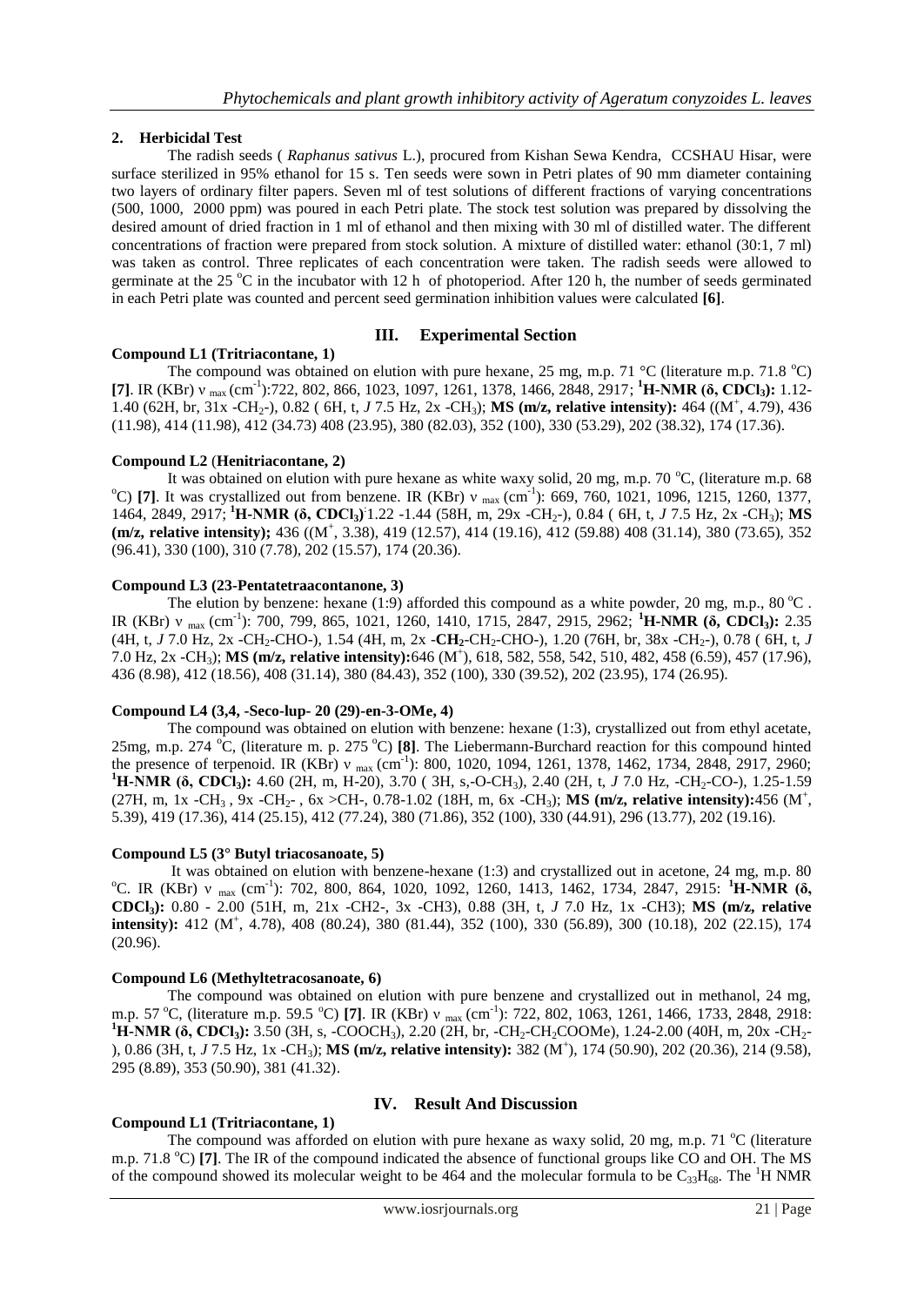## 2. Herbicidal Test

The radish seeds ( *Raphanus sativus* L.), procured from Kishan Sewa Kendra, CCSHAU Hisar, were surface sterilized in 95% ethanol for 15 s. Ten seeds were sown in Petri plates of 90 mm diameter containing two layers of ordinary filter papers. Seven ml of test solutions of different fractions of varying concentrations (500, 1000, 2000 ppm) was poured in each Petri plate. The stock test solution was prepared by dissolving the desired amount of dried fraction in 1 ml of ethanol and then mixing with 30 ml of distilled water. The different concentrations of fraction were prepared from stock solution. A mixture of distilled water: ethanol (30:1, 7 ml) was taken as control. Three replicates of each concentration were taken. The radish seeds were allowed to germinate at the 25 °C in the incubator with 12 h of photoperiod. After 120 h, the number of seeds germinated in each Petri plate was counted and percent seed germination inhibition values were calculated **[6]**.

# III. Experimental Section

**Compound L1 (Tritriacontane, 1)**

The compound was obtained on elution with pure hexane, 25 mg, m.p. 71 °C (literature m.p. 71.8 °C) **[7]**. IR (KBr) $\nu_{max}$ ($cm^{-1}$):722, 802, 866, 1023, 1097, 1261, 1378, 1466, 2848, 2917; **$^1$H-NMR (δ, $CDCl_3$):** 1.12-1.40 (62H, br, 31x $-CH_2-$), 0.82 ( 6H, t, *J* 7.5 Hz, 2x $-CH_3$); **MS (m/z, relative intensity):** 464 (($M^+$, 4.79), 436 (11.98), 414 (11.98), 412 (34.73) 408 (23.95), 380 (82.03), 352 (100), 330 (53.29), 202 (38.32), 174 (17.36).

**Compound L2 (Henitriacontane, 2)**

It was obtained on elution with pure hexane as white waxy solid, 20 mg, m.p. 70 °C, (literature m.p. 68 °C) **[7]**. It was crystallized out from benzene. IR (KBr) $\nu_{max}$ ($cm^{-1}$): 669, 760, 1021, 1096, 1215, 1260, 1377, 1464, 2849, 2917; **$^1$H-NMR (δ, $CDCl_3$)** 1.22 -1.44 (58H, m, 29x $-CH_2-$), 0.84 ( 6H, t, *J* 7.5 Hz, 2x $-CH_3$); **MS (m/z, relative intensity);** 436 (($M^+$, 3.38), 419 (12.57), 414 (19.16), 412 (59.88) 408 (31.14), 380 (73.65), 352 (96.41), 330 (100), 310 (7.78), 202 (15.57), 174 (20.36).

**Compound L3 (23-Pentatetraacontanone, 3)**

The elution by benzene: hexane (1:9) afforded this compound as a white powder, 20 mg, m.p., 80 °C . IR (KBr) $\nu_{max}$ ($cm^{-1}$): 700, 799, 865, 1021, 1260, 1410, 1715, 2847, 2915, 2962; **$^1$H-NMR (δ, $CDCl_3$):** 2.35 (4H, t, *J* 7.0 Hz, 2x $-CH_2$-CHO-), 1.54 (4H, m, 2x **$-CH_2$**-$CH_2$-CHO-), 1.20 (76H, br, 38x $-CH_2-$), 0.78 ( 6H, t, *J* 7.0 Hz, 2x $-CH_3$); **MS (m/z, relative intensity):**646 ($M^+$), 618, 582, 558, 542, 510, 482, 458 (6.59), 457 (17.96), 436 (8.98), 412 (18.56), 408 (31.14), 380 (84.43), 352 (100), 330 (39.52), 202 (23.95), 174 (26.95).

**Compound L4 (3,4, -Seco-lup- 20 (29)-en-3-OMe, 4)**

The compound was obtained on elution with benzene: hexane (1:3), crystallized out from ethyl acetate, 25mg, m.p. 274 °C, (literature m. p. 275 °C) **[8]**. The Liebermann-Burchard reaction for this compound hinted the presence of terpenoid. IR (KBr) $\nu_{max}$ ($cm^{-1}$): 800, 1020, 1094, 1261, 1378, 1462, 1734, 2848, 2917, 2960; **$^1$H-NMR (δ, $CDCl_3$):** 4.60 (2H, m, H-20), 3.70 ( 3H, s,-O-$CH_3$), 2.40 (2H, t, *J* 7.0 Hz, $-CH_2$-CO-), 1.25-1.59 (27H, m, 1x $-CH_3$ , 9x $-CH_2-$ , 6x >CH-, 0.78-1.02 (18H, m, 6x $-CH_3$); **MS (m/z, relative intensity):**456 ($M^+$, 5.39), 419 (17.36), 414 (25.15), 412 (77.24), 380 (71.86), 352 (100), 330 (44.91), 296 (13.77), 202 (19.16).

**Compound L5 (3° Butyl triacosanoate, 5)**

It was obtained on elution with benzene-hexane (1:3) and crystallized out in acetone, 24 mg, m.p. 80 °C. IR (KBr) $\nu_{max}$ ($cm^{-1}$): 702, 800, 864, 1020, 1092, 1260, 1413, 1462, 1734, 2847, 2915: **$^1$H-NMR (δ, $CDCl_3$):** 0.80 - 2.00 (51H, m, 21x -CH2-, 3x -CH3), 0.88 (3H, t, *J* 7.0 Hz, 1x -CH3); **MS (m/z, relative intensity):** 412 ($M^+$, 4.78), 408 (80.24), 380 (81.44), 352 (100), 330 (56.89), 300 (10.18), 202 (22.15), 174 (20.96).

**Compound L6 (Methyltetracosanoate, 6)**

The compound was obtained on elution with pure benzene and crystallized out in methanol, 24 mg, m.p. 57 °C, (literature m.p. 59.5 °C) **[7]**. IR (KBr) $\nu_{max}$ ($cm^{-1}$): 722, 802, 1063, 1261, 1466, 1733, 2848, 2918: **$^1$H-NMR (δ, $CDCl_3$):** 3.50 (3H, s, $-COOCH_3$), 2.20 (2H, br, $-CH_2$-$CH_2$COOMe), 1.24-2.00 (40H, m, 20x $-CH_2-$), 0.86 (3H, t, *J* 7.5 Hz, 1x $-CH_3$); **MS (m/z, relative intensity):** 382 ($M^+$), 174 (50.90), 202 (20.36), 214 (9.58), 295 (8.89), 353 (50.90), 381 (41.32).

# IV. Result And Discussion

**Compound L1 (Tritriacontane, 1)**

The compound was afforded on elution with pure hexane as waxy solid, 20 mg, m.p. 71 °C (literature m.p. 71.8 °C) **[7]**. The IR of the compound indicated the absence of functional groups like CO and OH. The MS of the compound showed its molecular weight to be 464 and the molecular formula to be $C_{33}H_{68}$. The $^1$H NMR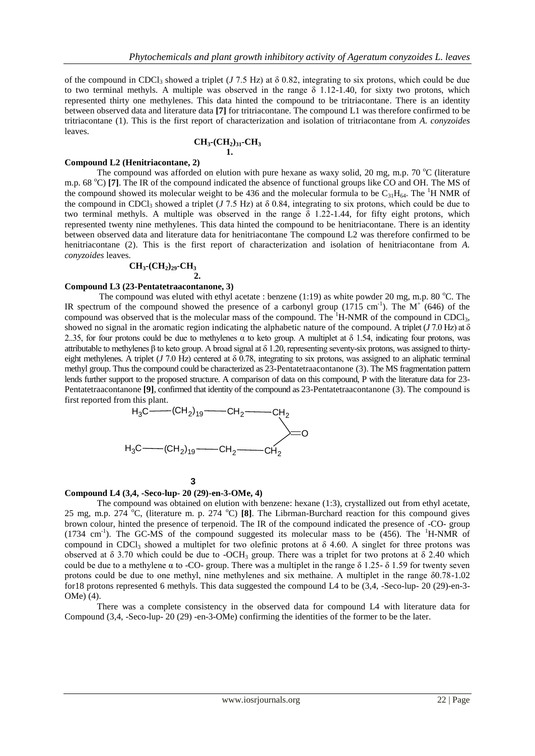of the compound in $CDCl_3$ showed a triplet (*J* 7.5 Hz) at δ 0.82, integrating to six protons, which could be due to two terminal methyls. A multiple was observed in the range δ 1.12-1.40, for sixty two protons, which represented thirty one methylenes. This data hinted the compound to be tritriacontane. There is an identity between observed data and literature data **[7]** for tritriacontane. The compound L1 was therefore confirmed to be tritriacontane (1). This is the first report of characterization and isolation of tritriacontane from *A. conyzoides* leaves.

$$CH_3\text{-}(CH_2)_{31}\text{-}CH_3$$

**1.**

### Compound L2 (Henitriacontane, 2)

The compound was afforded on elution with pure hexane as waxy solid, 20 mg, m.p. 70 °C (literature m.p. 68 °C) **[7]**. The IR of the compound indicated the absence of functional groups like CO and OH. The MS of the compound showed its molecular weight to be 436 and the molecular formula to be $C_{31}H_{64}$. The $^1$H NMR of the compound in $CDCl_3$ showed a triplet (*J* 7.5 Hz) at δ 0.84, integrating to six protons, which could be due to two terminal methyls. A multiple was observed in the range δ 1.22-1.44, for fifty eight protons, which represented twenty nine methylenes. This data hinted the compound to be henitriacontane. There is an identity between observed data and literature data for henitriacontane The compound L2 was therefore confirmed to be henitriacontane (2). This is the first report of characterization and isolation of henitriacontane from *A. conyzoides* leaves.

$$CH_3\text{-}(CH_2)_{29}\text{-}CH_3$$

**2.**

### Compound L3 (23-Pentatetraacontanone, 3)

The compound was eluted with ethyl acetate : benzene (1:19) as white powder 20 mg, m.p. 80 °C. The IR spectrum of the compound showed the presence of a carbonyl group (1715 $cm^{-1}$). The $M^+$ (646) of the compound was observed that is the molecular mass of the compound. The $^1$H-NMR of the compound in $CDCl_3$, showed no signal in the aromatic region indicating the alphabetic nature of the compound. A triplet (*J* 7.0 Hz) at δ 2..35, for four protons could be due to methylenes α to keto group. A multiplet at δ 1.54, indicating four protons, was attributable to methylenes β to keto group. A broad signal at δ 1.20, representing seventy-six protons, was assigned to thirty-eight methylenes. A triplet (*J* 7.0 Hz) centered at δ 0.78, integrating to six protons, was assigned to an aliphatic terminal methyl group. Thus the compound could be characterized as 23-Pentatetraacontanone (3). The MS fragmentation pattern lends further support to the proposed structure. A comparison of data on this compound, P with the literature data for 23-Pentatetraacontanone **[9]**, confirmed that identity of the compound as 23-Pentatetraacontanone (3). The compound is first reported from this plant.

$H_3C$—$(CH_2)_{19}$—$CH_2$—$CH_2$ >C=O $H_3C$—$(CH_2)_{19}$—$CH_2$—$CH_2$

**3**

### Compound L4 (3,4, -Seco-lup- 20 (29)-en-3-OMe, 4)

The compound was obtained on elution with benzene: hexane (1:3), crystallized out from ethyl acetate, 25 mg, m.p. 274 °C, (literature m. p. 274 °C) **[8]**. The Librman-Burchard reaction for this compound gives brown colour, hinted the presence of terpenoid. The IR of the compound indicated the presence of -CO- group (1734 $cm^{-1}$). The GC-MS of the compound suggested its molecular mass to be (456). The $^1$H-NMR of compound in $CDCl_3$ showed a multiplet for two olefinic protons at δ 4.60. A singlet for three protons was observed at δ 3.70 which could be due to $-OCH_3$ group. There was a triplet for two protons at δ 2.40 which could be due to a methylene α to -CO- group. There was a multiplet in the range δ 1.25- δ 1.59 for twenty seven protons could be due to one methyl, nine methylenes and six methaine. A multiplet in the range δ0.78-1.02 for18 protons represented 6 methyls. This data suggested the compound L4 to be (3,4, -Seco-lup- 20 (29)-en-3-OMe) (4).

There was a complete consistency in the observed data for compound L4 with literature data for Compound (3,4, -Seco-lup- 20 (29) -en-3-OMe) confirming the identities of the former to be the later.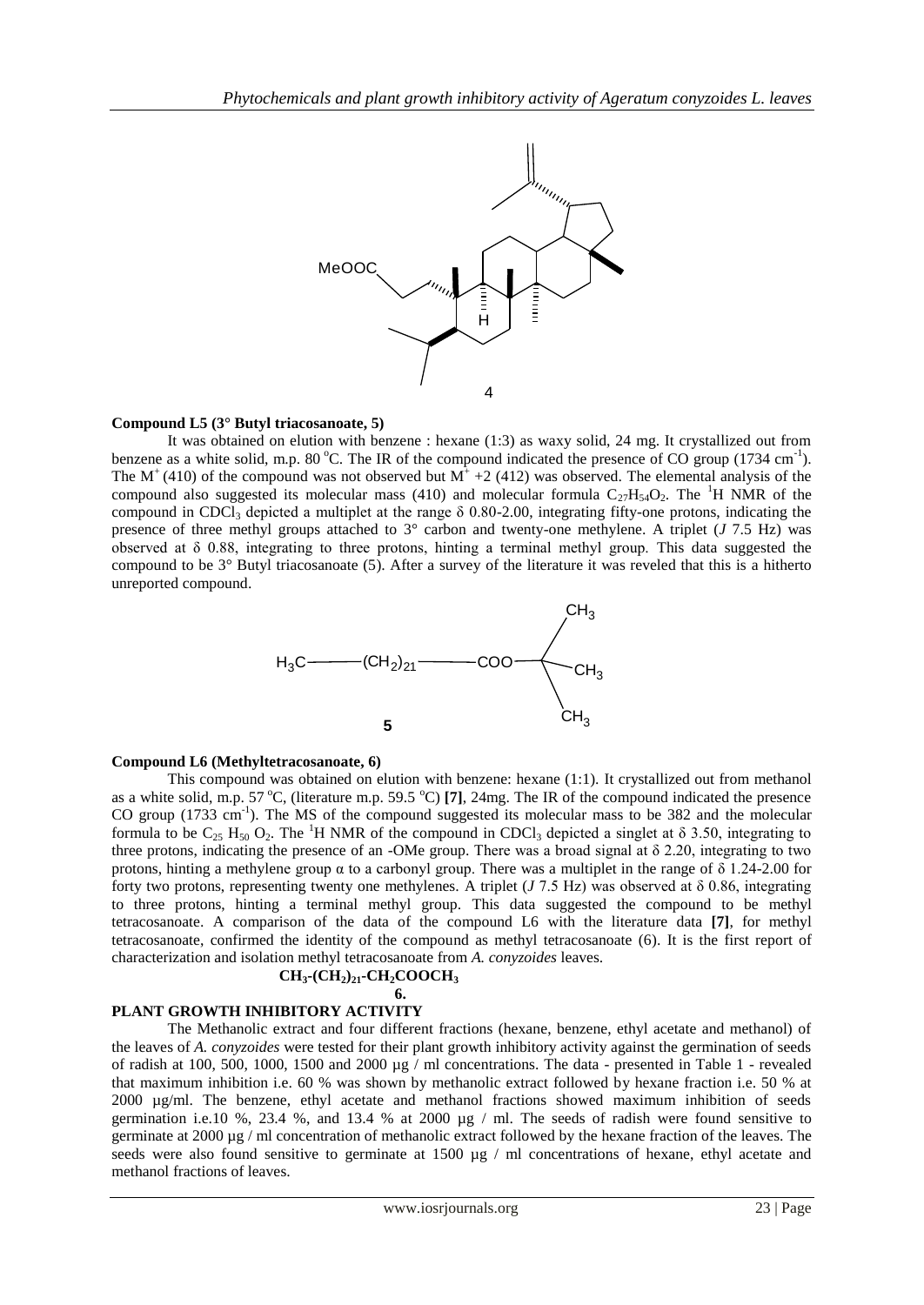MeOOC

4

**Compound L5 (3° Butyl triacosanoate, 5)**

It was obtained on elution with benzene : hexane (1:3) as waxy solid, 24 mg. It crystallized out from benzene as a white solid, m.p. 80 °C. The IR of the compound indicated the presence of CO group (1734 $cm^{-1}$). The $M^+$ (410) of the compound was not observed but $M^+ +2$ (412) was observed. The elemental analysis of the compound also suggested its molecular mass (410) and molecular formula $C_{27}H_{54}O_2$. The $^1H$ NMR of the compound in $CDCl_3$ depicted a multiplet at the range δ 0.80-2.00, integrating fifty-one protons, indicating the presence of three methyl groups attached to 3° carbon and twenty-one methylene. A triplet (*J* 7.5 Hz) was observed at δ 0.88, integrating to three protons, hinting a terminal methyl group. This data suggested the compound to be 3° Butyl triacosanoate (5). After a survey of the literature it was reveled that this is a hitherto unreported compound.

$H_3C$—$(CH_2)_{21}$—COO—C($CH_3$)$_3$

**5**

**Compound L6 (Methyltetracosanoate, 6)**

This compound was obtained on elution with benzene: hexane (1:1). It crystallized out from methanol as a white solid, m.p. 57 °C, (literature m.p. 59.5 °C) **[7]**, 24mg. The IR of the compound indicated the presence CO group (1733 $cm^{-1}$). The MS of the compound suggested its molecular mass to be 382 and the molecular formula to be $C_{25}H_{50}O_2$. The $^1H$ NMR of the compound in $CDCl_3$ depicted a singlet at δ 3.50, integrating to three protons, indicating the presence of an -OMe group. There was a broad signal at δ 2.20, integrating to two protons, hinting a methylene group α to a carbonyl group. There was a multiplet in the range of δ 1.24-2.00 for forty two protons, representing twenty one methylenes. A triplet (*J* 7.5 Hz) was observed at δ 0.86, integrating to three protons, hinting a terminal methyl group. This data suggested the compound to be methyl tetracosanoate. A comparison of the data of the compound L6 with the literature data **[7]**, for methyl tetracosanoate, confirmed the identity of the compound as methyl tetracosanoate (6). It is the first report of characterization and isolation methyl tetracosanoate from *A. conyzoides* leaves.

**$CH_3$-$(CH_2)_{21}$-$CH_2COOCH_3$**

**6.**

## PLANT GROWTH INHIBITORY ACTIVITY

The Methanolic extract and four different fractions (hexane, benzene, ethyl acetate and methanol) of the leaves of *A. conyzoides* were tested for their plant growth inhibitory activity against the germination of seeds of radish at 100, 500, 1000, 1500 and 2000 µg / ml concentrations. The data - presented in Table 1 - revealed that maximum inhibition i.e. 60 % was shown by methanolic extract followed by hexane fraction i.e. 50 % at 2000 µg/ml. The benzene, ethyl acetate and methanol fractions showed maximum inhibition of seeds germination i.e.10 %, 23.4 %, and 13.4 % at 2000 µg / ml. The seeds of radish were found sensitive to germinate at 2000 µg / ml concentration of methanolic extract followed by the hexane fraction of the leaves. The seeds were also found sensitive to germinate at 1500 µg / ml concentrations of hexane, ethyl acetate and methanol fractions of leaves.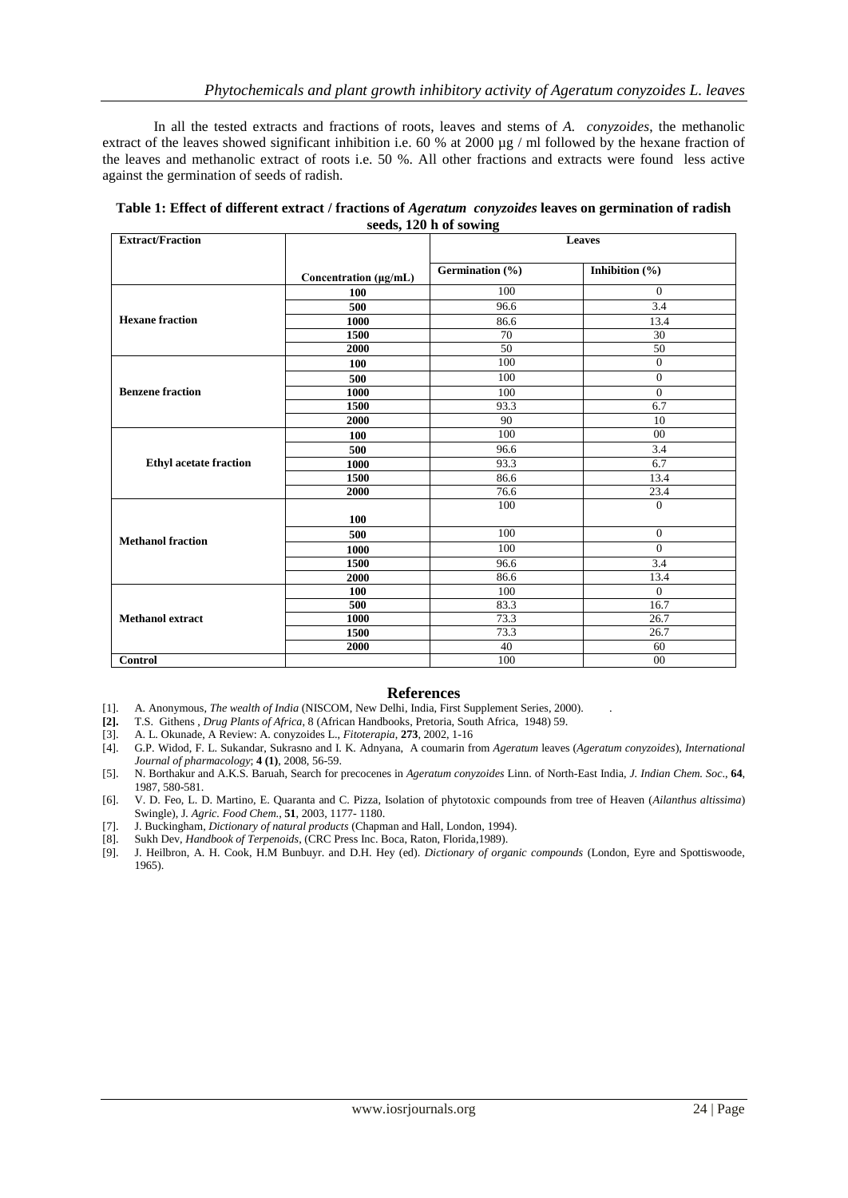In all the tested extracts and fractions of roots, leaves and stems of *A. conyzoides*, the methanolic extract of the leaves showed significant inhibition i.e. 60 % at 2000 µg / ml followed by the hexane fraction of the leaves and methanolic extract of roots i.e. 50 %. All other fractions and extracts were found less active against the germination of seeds of radish.

**Table 1: Effect of different extract / fractions of *Ageratum conyzoides* leaves on germination of radish seeds, 120 h of sowing**

| **Extract/Fraction** | | **Leaves** | |
|---|---|---|---|
| | **Concentration (µg/mL)** | **Germination (%)** | **Inhibition (%)** |
| **Hexane fraction** | **100** | 100 | 0 |
| | **500** | 96.6 | 3.4 |
| | **1000** | 86.6 | 13.4 |
| | **1500** | 70 | 30 |
| | **2000** | 50 | 50 |
| **Benzene fraction** | **100** | 100 | 0 |
| | **500** | 100 | 0 |
| | **1000** | 100 | 0 |
| | **1500** | 93.3 | 6.7 |
| | **2000** | 90 | 10 |
| **Ethyl acetate fraction** | **100** | 100 | 00 |
| | **500** | 96.6 | 3.4 |
| | **1000** | 93.3 | 6.7 |
| | **1500** | 86.6 | 13.4 |
| | **2000** | 76.6 | 23.4 |
| **Methanol fraction** | **100** | 100 | 0 |
| | **500** | 100 | 0 |
| | **1000** | 100 | 0 |
| | **1500** | 96.6 | 3.4 |
| | **2000** | 86.6 | 13.4 |
| **Methanol extract** | **100** | 100 | 0 |
| | **500** | 83.3 | 16.7 |
| | **1000** | 73.3 | 26.7 |
| | **1500** | 73.3 | 26.7 |
| | **2000** | 40 | 60 |
| **Control** | | 100 | 00 |

## References

[1]. A. Anonymous, *The wealth of India* (NISCOM, New Delhi, India, First Supplement Series, 2000).

**[2].** T.S. Githens , *Drug Plants of Africa*, 8 (African Handbooks, Pretoria, South Africa, 1948) 59.

[3]. A. L. Okunade, A Review: A. conyzoides L., *Fitoterapia*, **273**, 2002, 1-16

[4]. G.P. Widod, F. L. Sukandar, Sukrasno and I. K. Adnyana, A coumarin from *Ageratum* leaves (*Ageratum conyzoides*), *International Journal of pharmacology*; **4 (1)**, 2008, 56-59.

[5]. N. Borthakur and A.K.S. Baruah, Search for precocenes in *Ageratum conyzoides* Linn. of North-East India, *J. Indian Chem. Soc*., **64**, 1987, 580-581.

[6]. V. D. Feo, L. D. Martino, E. Quaranta and C. Pizza, Isolation of phytotoxic compounds from tree of Heaven (*Ailanthus altissima*) Swingle), J. *Agric. Food Chem.*, **51**, 2003, 1177- 1180.

[7]. J. Buckingham, *Dictionary of natural products* (Chapman and Hall, London, 1994).

[8]. Sukh Dev, *Handbook of Terpenoids*, (CRC Press Inc. Boca, Raton, Florida,1989).

[9]. J. Heilbron, A. H. Cook, H.M Bunbuyr. and D.H. Hey (ed). *Dictionary of organic compounds* (London, Eyre and Spottiswoode, 1965).